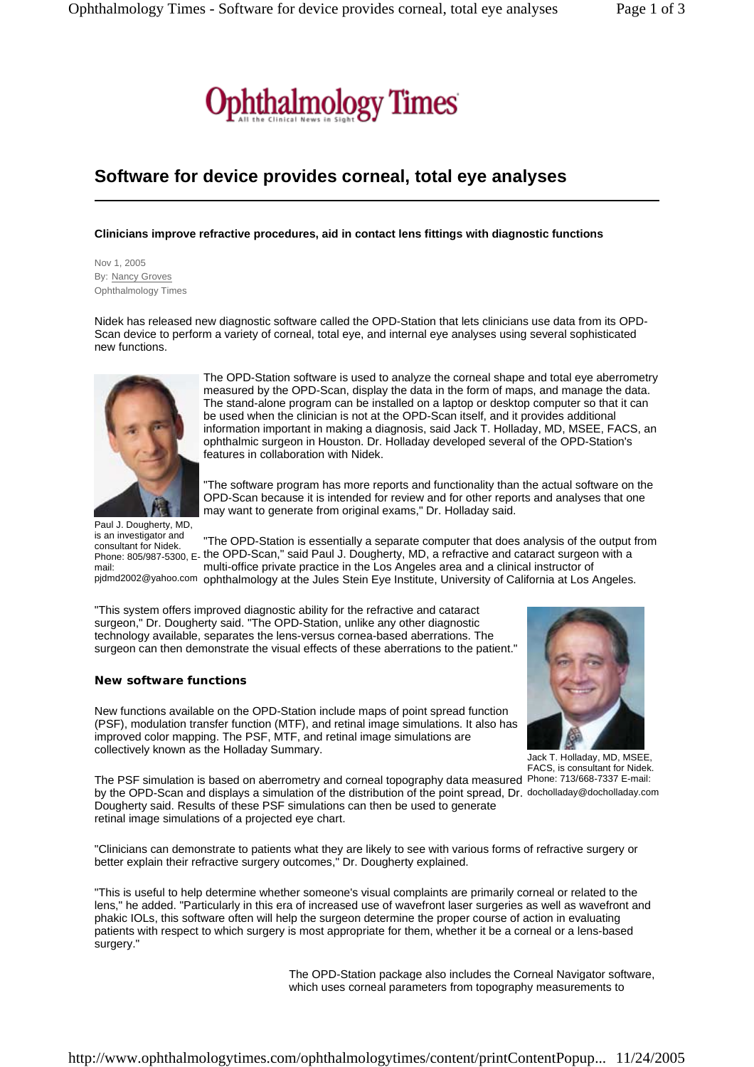# Software for device provides corneal, total eye analyses

**Clinicians improve refractive procedures, aid in contact lens fittings with diagnostic functions**

Nov 1, 2005
By: Nancy Groves
Ophthalmology Times

Nidek has released new diagnostic software called the OPD-Station that lets clinicians use data from its OPD-Scan device to perform a variety of corneal, total eye, and internal eye analyses using several sophisticated new functions.

The OPD-Station software is used to analyze the corneal shape and total eye aberrometry measured by the OPD-Scan, display the data in the form of maps, and manage the data. The stand-alone program can be installed on a laptop or desktop computer so that it can be used when the clinician is not at the OPD-Scan itself, and it provides additional information important in making a diagnosis, said Jack T. Holladay, MD, MSEE, FACS, an ophthalmic surgeon in Houston. Dr. Holladay developed several of the OPD-Station's features in collaboration with Nidek.

"The software program has more reports and functionality than the actual software on the OPD-Scan because it is intended for review and for other reports and analyses that one may want to generate from original exams," Dr. Holladay said.

Paul J. Dougherty, MD, is an investigator and consultant for Nidek. Phone: 805/987-5300, E-mail: pjdmd2002@yahoo.com

"The OPD-Station is essentially a separate computer that does analysis of the output from the OPD-Scan," said Paul J. Dougherty, MD, a refractive and cataract surgeon with a multi-office private practice in the Los Angeles area and a clinical instructor of ophthalmology at the Jules Stein Eye Institute, University of California at Los Angeles.

"This system offers improved diagnostic ability for the refractive and cataract surgeon," Dr. Dougherty said. "The OPD-Station, unlike any other diagnostic technology available, separates the lens-versus cornea-based aberrations. The surgeon can then demonstrate the visual effects of these aberrations to the patient."

Jack T. Holladay, MD, MSEE, FACS, is consultant for Nidek. Phone: 713/668-7337 E-mail: docholladay@docholladay.com

### New software functions

New functions available on the OPD-Station include maps of point spread function (PSF), modulation transfer function (MTF), and retinal image simulations. It also has improved color mapping. The PSF, MTF, and retinal image simulations are collectively known as the Holladay Summary.

The PSF simulation is based on aberrometry and corneal topography data measured by the OPD-Scan and displays a simulation of the distribution of the point spread, Dr. Dougherty said. Results of these PSF simulations can then be used to generate retinal image simulations of a projected eye chart.

"Clinicians can demonstrate to patients what they are likely to see with various forms of refractive surgery or better explain their refractive surgery outcomes," Dr. Dougherty explained.

"This is useful to help determine whether someone's visual complaints are primarily corneal or related to the lens," he added. "Particularly in this era of increased use of wavefront laser surgeries as well as wavefront and phakic IOLs, this software often will help the surgeon determine the proper course of action in evaluating patients with respect to which surgery is most appropriate for them, whether it be a corneal or a lens-based surgery."

The OPD-Station package also includes the Corneal Navigator software, which uses corneal parameters from topography measurements to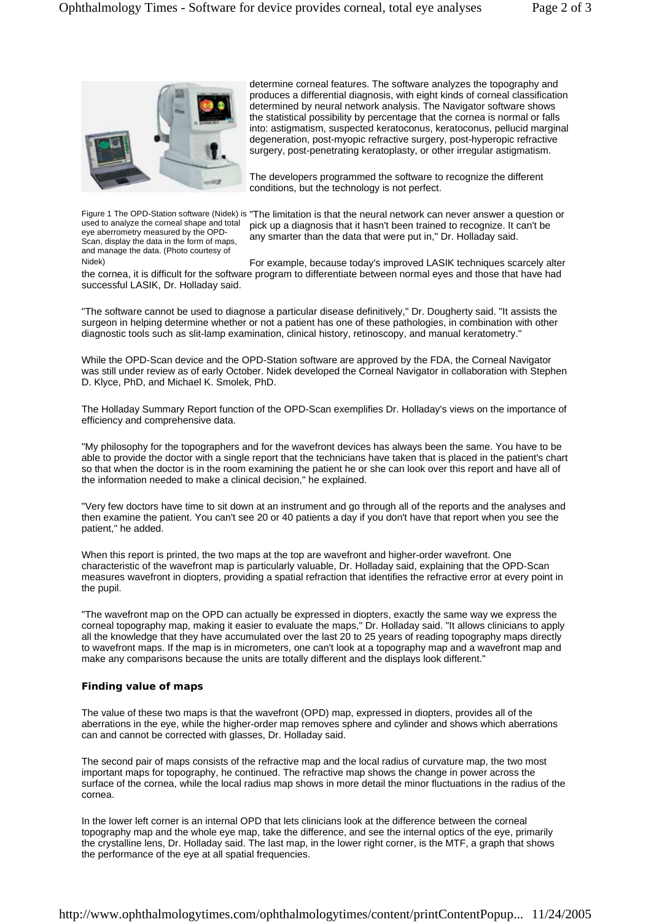determine corneal features. The software analyzes the topography and produces a differential diagnosis, with eight kinds of corneal classification determined by neural network analysis. The Navigator software shows the statistical possibility by percentage that the cornea is normal or falls into: astigmatism, suspected keratoconus, keratoconus, pellucid marginal degeneration, post-myopic refractive surgery, post-hyperopic refractive surgery, post-penetrating keratoplasty, or other irregular astigmatism.

The developers programmed the software to recognize the different conditions, but the technology is not perfect.

Figure 1 The OPD-Station software (Nidek) is used to analyze the corneal shape and total eye aberrometry measured by the OPD-Scan, display the data in the form of maps, and manage the data. (Photo courtesy of Nidek)

"The limitation is that the neural network can never answer a question or pick up a diagnosis that it hasn't been trained to recognize. It can't be any smarter than the data that were put in," Dr. Holladay said.

For example, because today's improved LASIK techniques scarcely alter the cornea, it is difficult for the software program to differentiate between normal eyes and those that have had successful LASIK, Dr. Holladay said.

"The software cannot be used to diagnose a particular disease definitively," Dr. Dougherty said. "It assists the surgeon in helping determine whether or not a patient has one of these pathologies, in combination with other diagnostic tools such as slit-lamp examination, clinical history, retinoscopy, and manual keratometry."

While the OPD-Scan device and the OPD-Station software are approved by the FDA, the Corneal Navigator was still under review as of early October. Nidek developed the Corneal Navigator in collaboration with Stephen D. Klyce, PhD, and Michael K. Smolek, PhD.

The Holladay Summary Report function of the OPD-Scan exemplifies Dr. Holladay's views on the importance of efficiency and comprehensive data.

"My philosophy for the topographers and for the wavefront devices has always been the same. You have to be able to provide the doctor with a single report that the technicians have taken that is placed in the patient's chart so that when the doctor is in the room examining the patient he or she can look over this report and have all of the information needed to make a clinical decision," he explained.

"Very few doctors have time to sit down at an instrument and go through all of the reports and the analyses and then examine the patient. You can't see 20 or 40 patients a day if you don't have that report when you see the patient," he added.

When this report is printed, the two maps at the top are wavefront and higher-order wavefront. One characteristic of the wavefront map is particularly valuable, Dr. Holladay said, explaining that the OPD-Scan measures wavefront in diopters, providing a spatial refraction that identifies the refractive error at every point in the pupil.

"The wavefront map on the OPD can actually be expressed in diopters, exactly the same way we express the corneal topography map, making it easier to evaluate the maps," Dr. Holladay said. "It allows clinicians to apply all the knowledge that they have accumulated over the last 20 to 25 years of reading topography maps directly to wavefront maps. If the map is in micrometers, one can't look at a topography map and a wavefront map and make any comparisons because the units are totally different and the displays look different."

### Finding value of maps

The value of these two maps is that the wavefront (OPD) map, expressed in diopters, provides all of the aberrations in the eye, while the higher-order map removes sphere and cylinder and shows which aberrations can and cannot be corrected with glasses, Dr. Holladay said.

The second pair of maps consists of the refractive map and the local radius of curvature map, the two most important maps for topography, he continued. The refractive map shows the change in power across the surface of the cornea, while the local radius map shows in more detail the minor fluctuations in the radius of the cornea.

In the lower left corner is an internal OPD that lets clinicians look at the difference between the corneal topography map and the whole eye map, take the difference, and see the internal optics of the eye, primarily the crystalline lens, Dr. Holladay said. The last map, in the lower right corner, is the MTF, a graph that shows the performance of the eye at all spatial frequencies.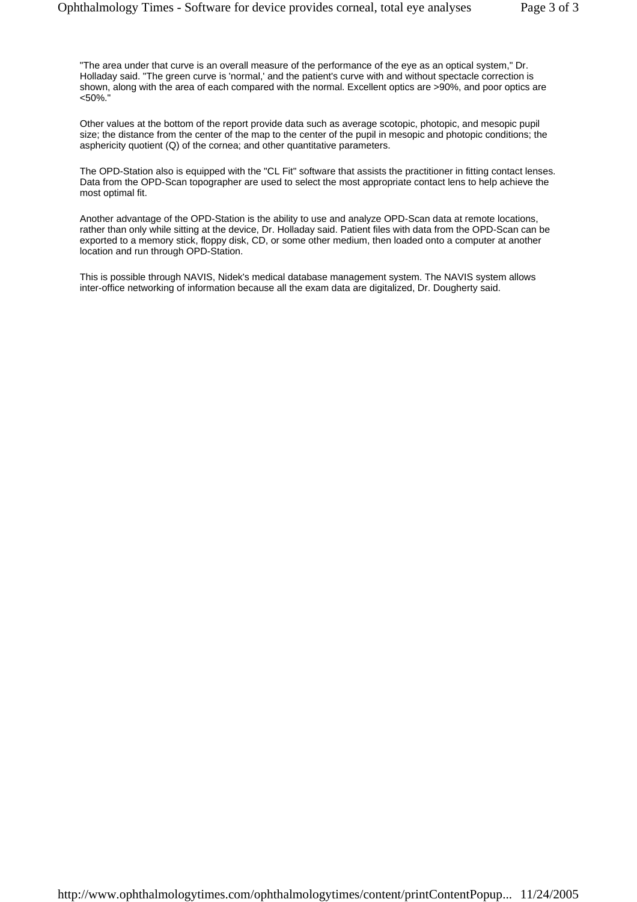"The area under that curve is an overall measure of the performance of the eye as an optical system," Dr. Holladay said. "The green curve is 'normal,' and the patient's curve with and without spectacle correction is shown, along with the area of each compared with the normal. Excellent optics are >90%, and poor optics are <50%."

Other values at the bottom of the report provide data such as average scotopic, photopic, and mesopic pupil size; the distance from the center of the map to the center of the pupil in mesopic and photopic conditions; the asphericity quotient (Q) of the cornea; and other quantitative parameters.

The OPD-Station also is equipped with the "CL Fit" software that assists the practitioner in fitting contact lenses. Data from the OPD-Scan topographer are used to select the most appropriate contact lens to help achieve the most optimal fit.

Another advantage of the OPD-Station is the ability to use and analyze OPD-Scan data at remote locations, rather than only while sitting at the device, Dr. Holladay said. Patient files with data from the OPD-Scan can be exported to a memory stick, floppy disk, CD, or some other medium, then loaded onto a computer at another location and run through OPD-Station.

This is possible through NAVIS, Nidek's medical database management system. The NAVIS system allows inter-office networking of information because all the exam data are digitalized, Dr. Dougherty said.